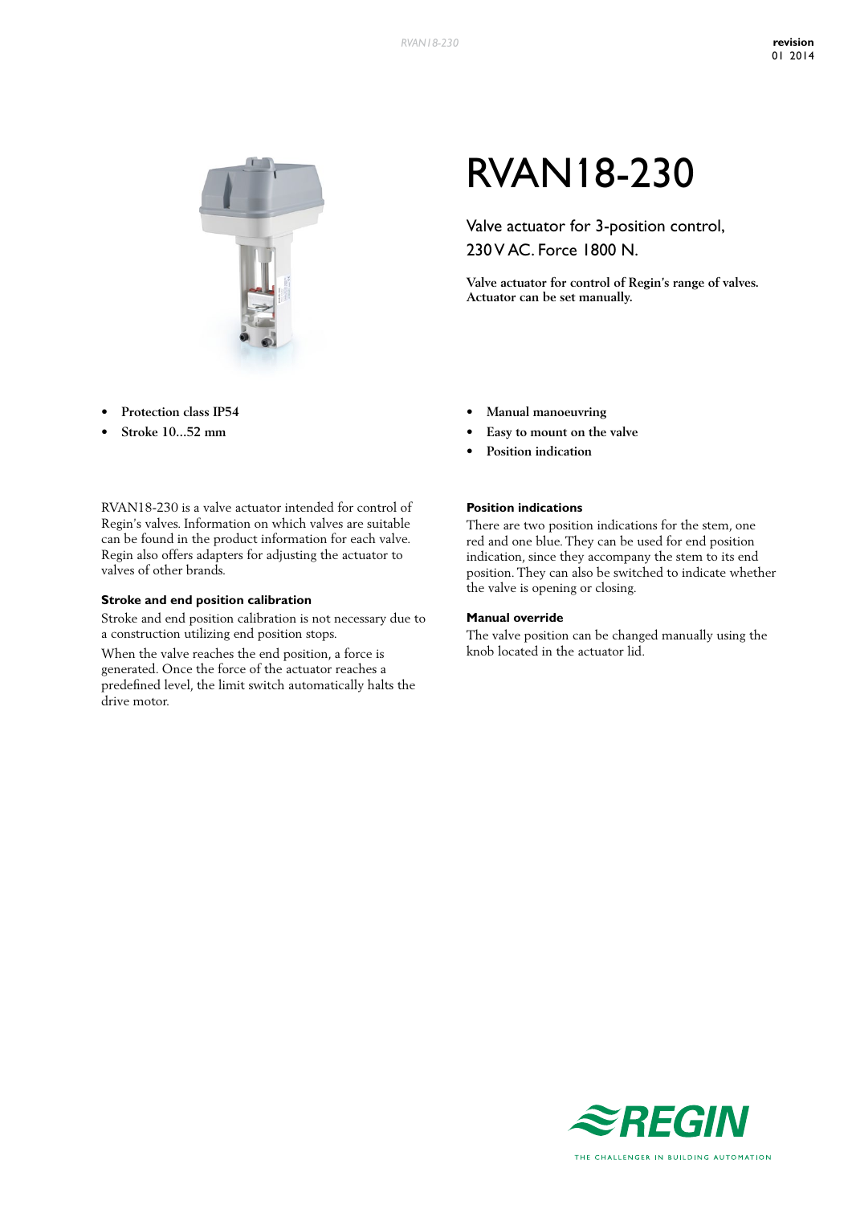# RVAN18-230

Valve actuator for 3-position control, 230 V AC. Force 1800 N.

**Valve actuator for control of Regin's range of valves. Actuator can be set manually.**

- **Protection class IP54**
- **Stroke 10...52 mm**
- **Manual manoeuvring**
- **Easy to mount on the valve**
- **Position indication**

RVAN18-230 is a valve actuator intended for control of Regin's valves. Information on which valves are suitable can be found in the product information for each valve. Regin also offers adapters for adjusting the actuator to valves of other brands.

### Stroke and end position calibration

Stroke and end position calibration is not necessary due to a construction utilizing end position stops.

When the valve reaches the end position, a force is generated. Once the force of the actuator reaches a predefined level, the limit switch automatically halts the drive motor.

### Position indications

There are two position indications for the stem, one red and one blue. They can be used for end position indication, since they accompany the stem to its end position. They can also be switched to indicate whether the valve is opening or closing.

### Manual override

The valve position can be changed manually using the knob located in the actuator lid.

REGIN

THE CHALLENGER IN BUILDING AUTOMATION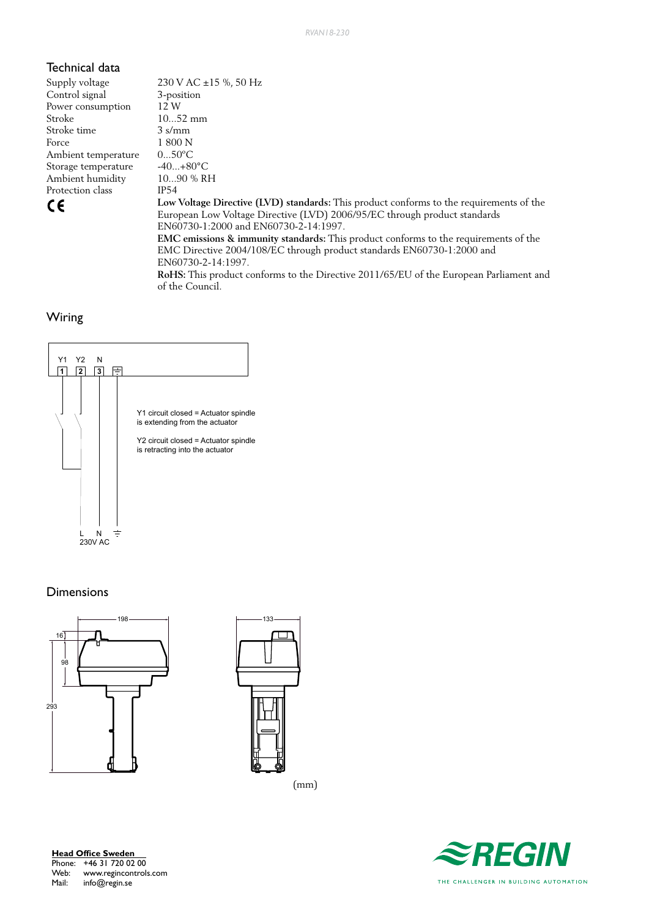## Technical data

| | |
|---|---|
| Supply voltage | 230 V AC ±15 %, 50 Hz |
| Control signal | 3-position |
| Power consumption | 12 W |
| Stroke | 10...52 mm |
| Stroke time | 3 s/mm |
| Force | 1 800 N |
| Ambient temperature | 0...50°C |
| Storage temperature | -40...+80°C |
| Ambient humidity | 10...90 % RH |
| Protection class | IP54 |

CE

**Low Voltage Directive (LVD) standards:** This product conforms to the requirements of the European Low Voltage Directive (LVD) 2006/95/EC through product standards EN60730-1:2000 and EN60730-2-14:1997.

**EMC emissions & immunity standards:** This product conforms to the requirements of the EMC Directive 2004/108/EC through product standards EN60730-1:2000 and EN60730-2-14:1997.

**RoHS:** This product conforms to the Directive 2011/65/EU of the European Parliament and of the Council.

## Wiring

Y1 Y2 N

1 2 3

Y1 circuit closed = Actuator spindle is extending from the actuator

Y2 circuit closed = Actuator spindle is retracting into the actuator

L N

230V AC

## Dimensions

198

16

98

293

133

(mm)

**Head Office Sweden**
Phone: +46 31 720 02 00
Web: www.regincontrols.com
Mail: info@regin.se

REGIN
THE CHALLENGER IN BUILDING AUTOMATION